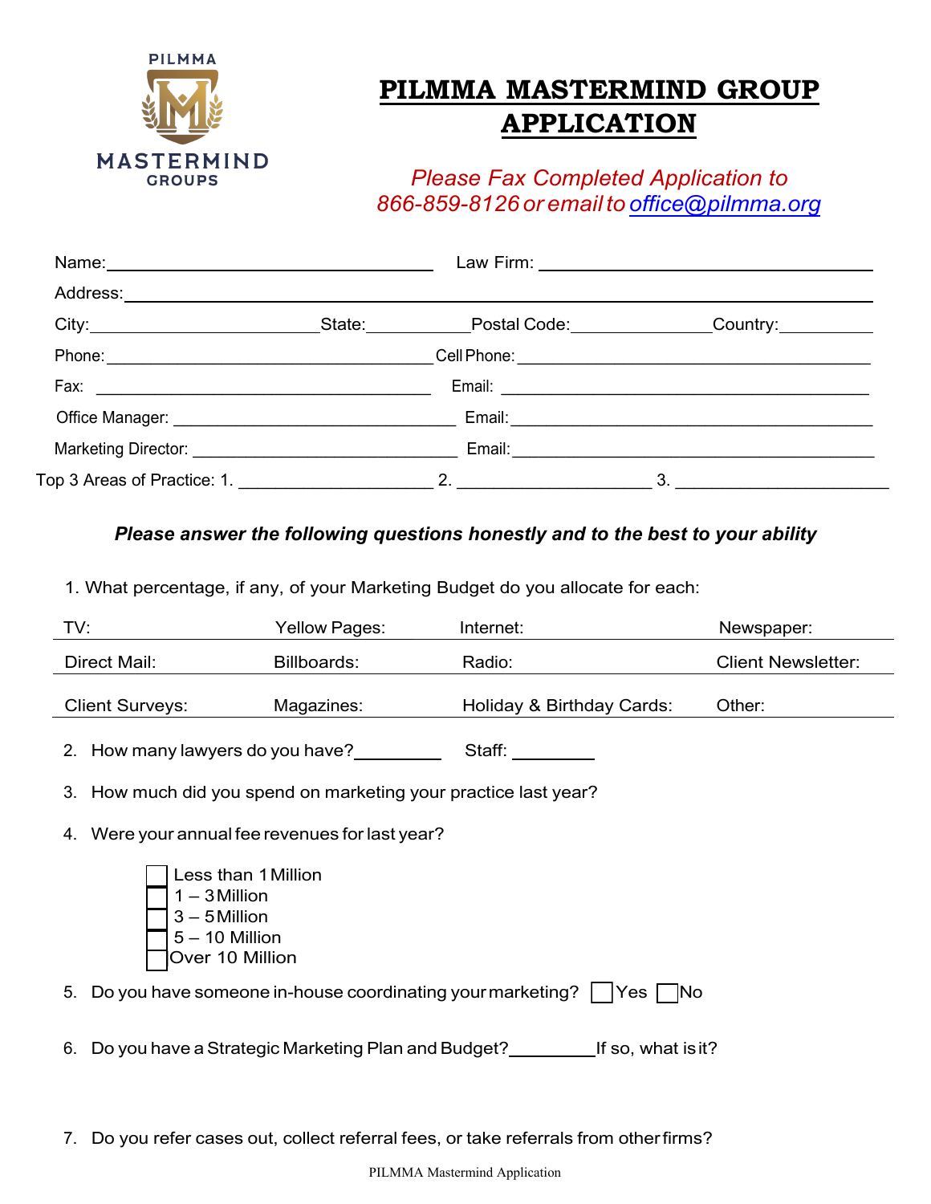PILMMA MASTERMIND GROUPS

# PILMMA MASTERMIND GROUP APPLICATION

*Please Fax Completed Application to 866-859-8126 or email to office@pilmma.org*

Name: ______________________________ Law Firm: ______________________________

Address: ____________________________________________________________

City: ____________________ State: __________ Postal Code: ____________ Country: __________

Phone: ______________________________ Cell Phone: ______________________________

Fax: ______________________________ Email: ______________________________

Office Manager: ______________________________ Email: ______________________________

Marketing Director: ______________________________ Email: ______________________________

Top 3 Areas of Practice: 1. __________________ 2. __________________ 3. __________________

***Please answer the following questions honestly and to the best to your ability***

1. What percentage, if any, of your Marketing Budget do you allocate for each:

| TV: | Yellow Pages: | Internet: | Newspaper: |
|---|---|---|---|
| Direct Mail: | Billboards: | Radio: | Client Newsletter: |
| Client Surveys: | Magazines: | Holiday & Birthday Cards: | Other: |

2. How many lawyers do you have? __________ Staff: __________

3. How much did you spend on marketing your practice last year?

4. Were your annual fee revenues for last year?

   - ☐ Less than 1 Million
   - ☐ 1 – 3 Million
   - ☐ 3 – 5 Million
   - ☐ 5 – 10 Million
   - ☐ Over 10 Million

5. Do you have someone in-house coordinating your marketing? ☐ Yes ☐ No

6. Do you have a Strategic Marketing Plan and Budget? __________ If so, what is it?

7. Do you refer cases out, collect referral fees, or take referrals from other firms?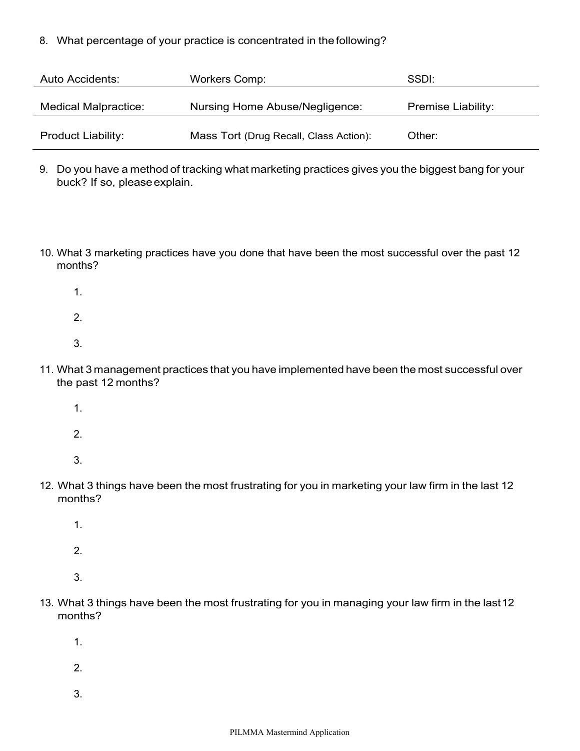8. What percentage of your practice is concentrated in the following?

| | | |
|---|---|---|
| Auto Accidents: | Workers Comp: | SSDI: |
| Medical Malpractice: | Nursing Home Abuse/Negligence: | Premise Liability: |
| Product Liability: | Mass Tort (Drug Recall, Class Action): | Other: |

9. Do you have a method of tracking what marketing practices gives you the biggest bang for your buck? If so, please explain.

10. What 3 marketing practices have you done that have been the most successful over the past 12 months?

    1.
    2.
    3.

11. What 3 management practices that you have implemented have been the most successful over the past 12 months?

    1.
    2.
    3.

12. What 3 things have been the most frustrating for you in marketing your law firm in the last 12 months?

    1.
    2.
    3.

13. What 3 things have been the most frustrating for you in managing your law firm in the last 12 months?

    1.
    2.
    3.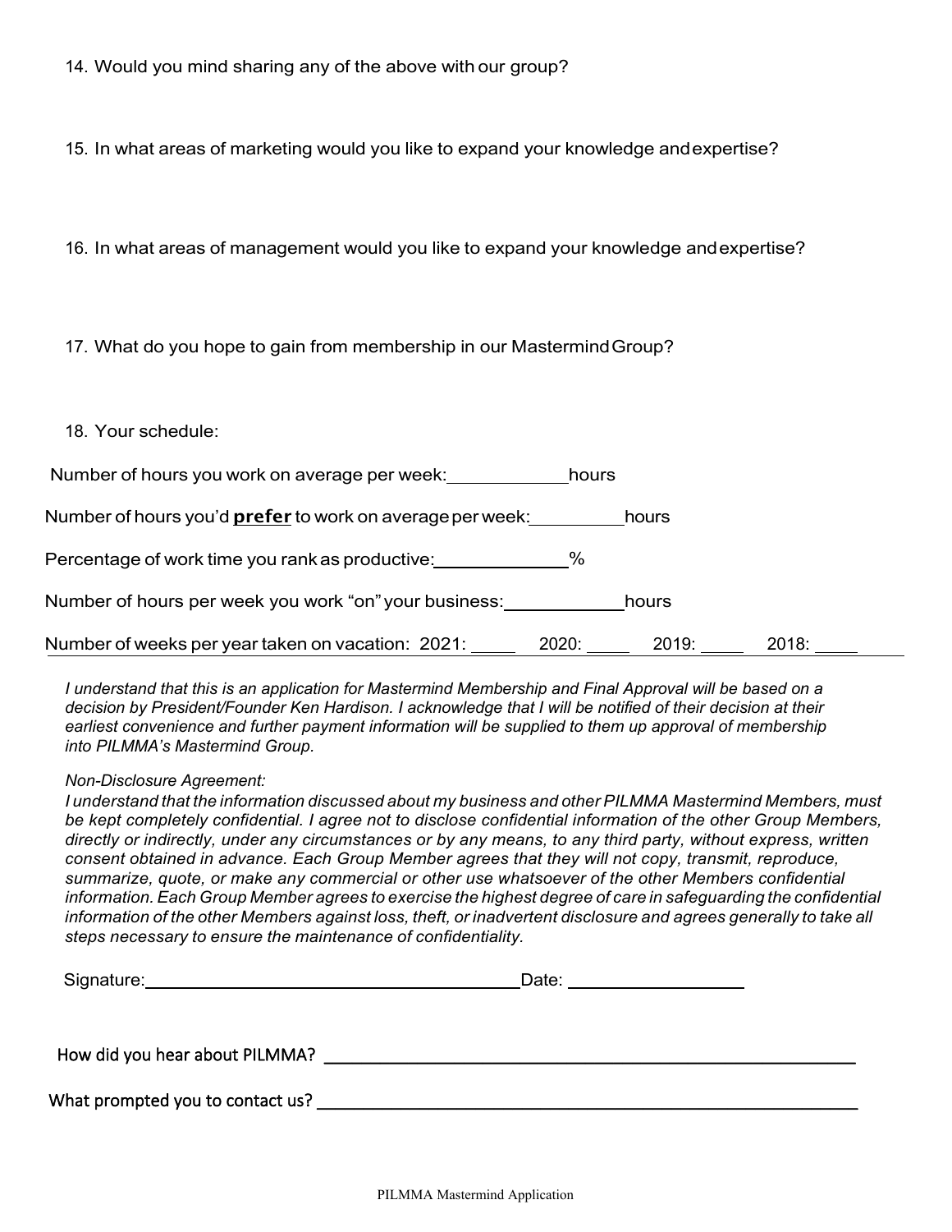14. Would you mind sharing any of the above with our group?

15. In what areas of marketing would you like to expand your knowledge and expertise?

16. In what areas of management would you like to expand your knowledge and expertise?

17. What do you hope to gain from membership in our Mastermind Group?

18. Your schedule:

Number of hours you work on average per week:____________hours

Number of hours you'd **prefer** to work on average per week:__________hours

Percentage of work time you rank as productive:______________%

Number of hours per week you work "on" your business:____________hours

Number of weeks per year taken on vacation: 2021: _____ 2020: _____ 2019: _____ 2018: _____

*I understand that this is an application for Mastermind Membership and Final Approval will be based on a decision by President/Founder Ken Hardison. I acknowledge that I will be notified of their decision at their earliest convenience and further payment information will be supplied to them up approval of membership into PILMMA's Mastermind Group.*

*Non-Disclosure Agreement:*
*I understand that the information discussed about my business and other PILMMA Mastermind Members, must be kept completely confidential. I agree not to disclose confidential information of the other Group Members, directly or indirectly, under any circumstances or by any means, to any third party, without express, written consent obtained in advance. Each Group Member agrees that they will not copy, transmit, reproduce, summarize, quote, or make any commercial or other use whatsoever of the other Members confidential information. Each Group Member agrees to exercise the highest degree of care in safeguarding the confidential information of the other Members against loss, theft, or inadvertent disclosure and agrees generally to take all steps necessary to ensure the maintenance of confidentiality.*

Signature:________________________________________Date: ___________________

How did you hear about PILMMA? ____________________________________________________________

What prompted you to contact us? ____________________________________________________________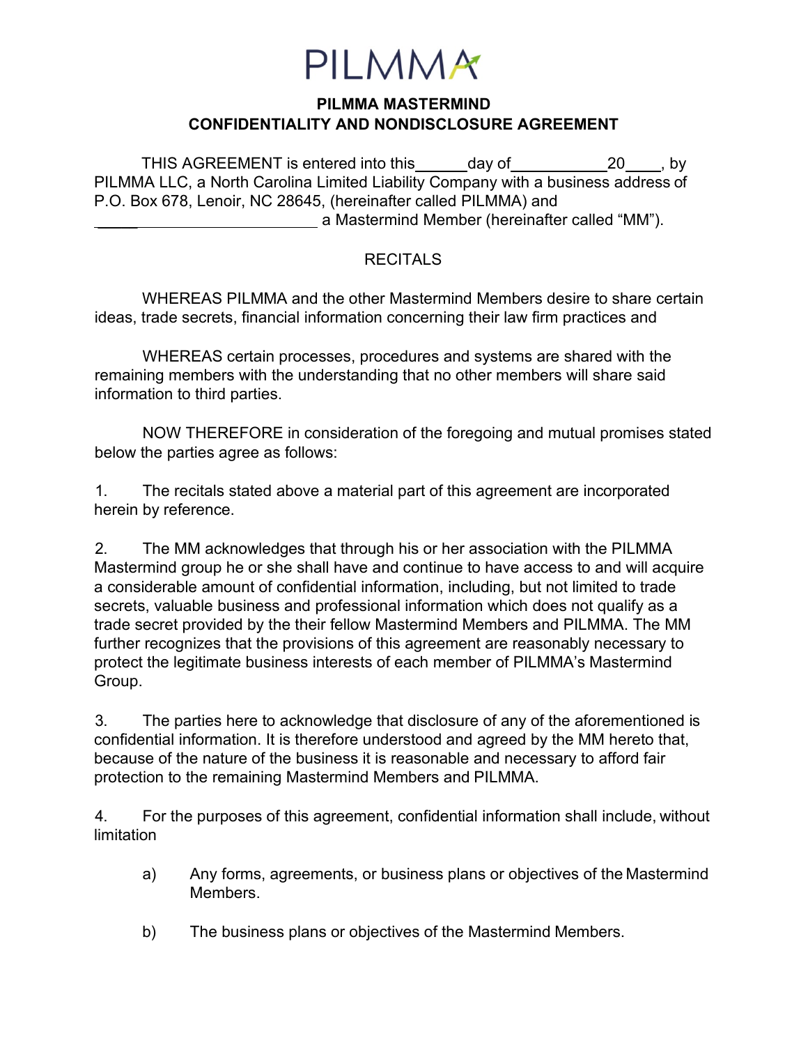PILMMA

**PILMMA MASTERMIND**
**CONFIDENTIALITY AND NONDISCLOSURE AGREEMENT**

THIS AGREEMENT is entered into this ______day of ___________ 20____, by PILMMA LLC, a North Carolina Limited Liability Company with a business address of P.O. Box 678, Lenoir, NC 28645, (hereinafter called PILMMA) and ______________________________ a Mastermind Member (hereinafter called "MM").

RECITALS

WHEREAS PILMMA and the other Mastermind Members desire to share certain ideas, trade secrets, financial information concerning their law firm practices and

WHEREAS certain processes, procedures and systems are shared with the remaining members with the understanding that no other members will share said information to third parties.

NOW THEREFORE in consideration of the foregoing and mutual promises stated below the parties agree as follows:

1. The recitals stated above a material part of this agreement are incorporated herein by reference.

2. The MM acknowledges that through his or her association with the PILMMA Mastermind group he or she shall have and continue to have access to and will acquire a considerable amount of confidential information, including, but not limited to trade secrets, valuable business and professional information which does not qualify as a trade secret provided by the their fellow Mastermind Members and PILMMA. The MM further recognizes that the provisions of this agreement are reasonably necessary to protect the legitimate business interests of each member of PILMMA's Mastermind Group.

3. The parties here to acknowledge that disclosure of any of the aforementioned is confidential information. It is therefore understood and agreed by the MM hereto that, because of the nature of the business it is reasonable and necessary to afford fair protection to the remaining Mastermind Members and PILMMA.

4. For the purposes of this agreement, confidential information shall include, without limitation

   a) Any forms, agreements, or business plans or objectives of the Mastermind Members.

   b) The business plans or objectives of the Mastermind Members.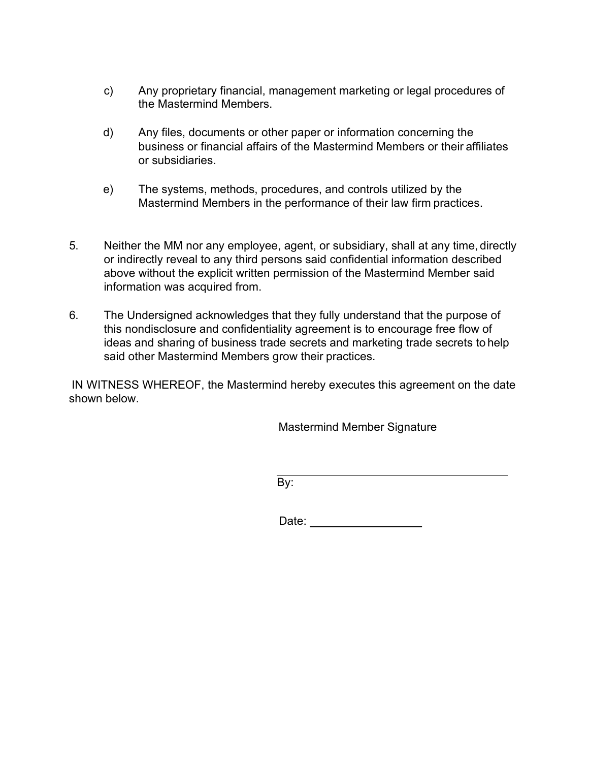c) Any proprietary financial, management marketing or legal procedures of the Mastermind Members.

d) Any files, documents or other paper or information concerning the business or financial affairs of the Mastermind Members or their affiliates or subsidiaries.

e) The systems, methods, procedures, and controls utilized by the Mastermind Members in the performance of their law firm practices.

5. Neither the MM nor any employee, agent, or subsidiary, shall at any time, directly or indirectly reveal to any third persons said confidential information described above without the explicit written permission of the Mastermind Member said information was acquired from.

6. The Undersigned acknowledges that they fully understand that the purpose of this nondisclosure and confidentiality agreement is to encourage free flow of ideas and sharing of business trade secrets and marketing trade secrets to help said other Mastermind Members grow their practices.

IN WITNESS WHEREOF, the Mastermind hereby executes this agreement on the date shown below.

Mastermind Member Signature

_______________________________________
By:

Date: __________________